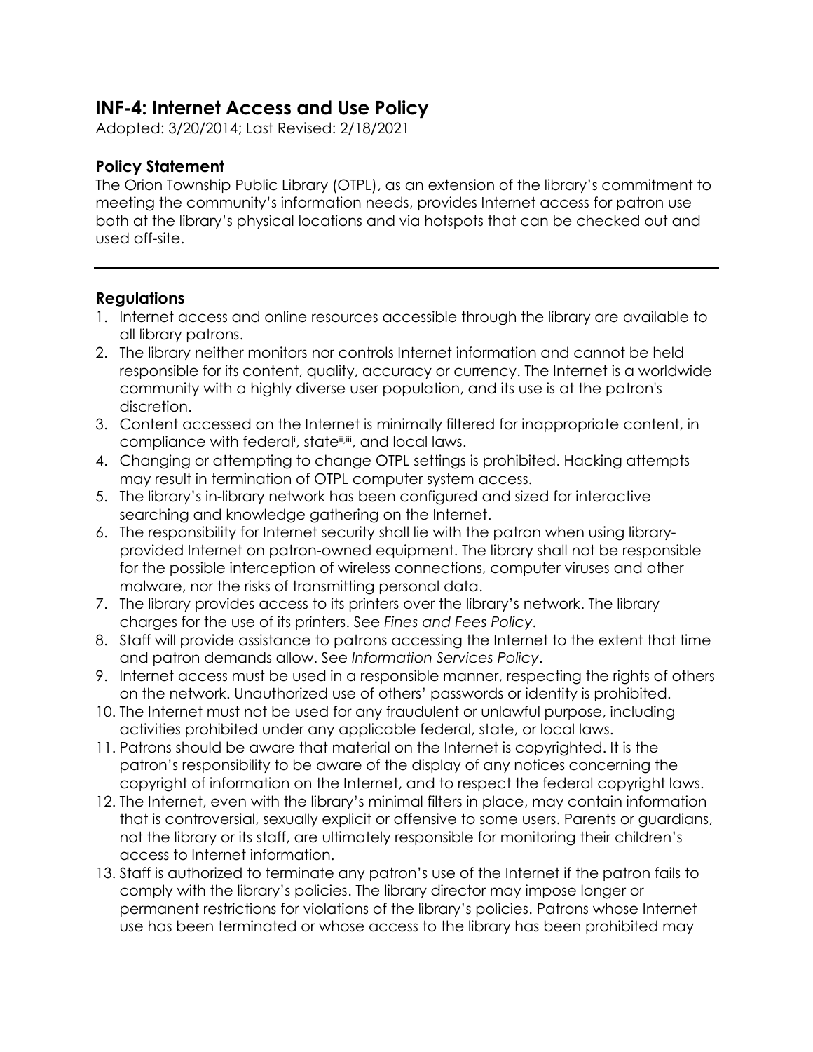# INF-4: Internet Access and Use Policy

Adopted: 3/20/2014; Last Revised: 2/18/2021

## Policy Statement

The Orion Township Public Library (OTPL), as an extension of the library's commitment to meeting the community's information needs, provides Internet access for patron use both at the library's physical locations and via hotspots that can be checked out and used off-site.

---

## Regulations

1. Internet access and online resources accessible through the library are available to all library patrons.
2. The library neither monitors nor controls Internet information and cannot be held responsible for its content, quality, accuracy or currency. The Internet is a worldwide community with a highly diverse user population, and its use is at the patron's discretion.
3. Content accessed on the Internet is minimally filtered for inappropriate content, in compliance with federal[i], state[ii,iii], and local laws.
4. Changing or attempting to change OTPL settings is prohibited. Hacking attempts may result in termination of OTPL computer system access.
5. The library's in-library network has been configured and sized for interactive searching and knowledge gathering on the Internet.
6. The responsibility for Internet security shall lie with the patron when using library-provided Internet on patron-owned equipment. The library shall not be responsible for the possible interception of wireless connections, computer viruses and other malware, nor the risks of transmitting personal data.
7. The library provides access to its printers over the library's network. The library charges for the use of its printers. See *Fines and Fees Policy*.
8. Staff will provide assistance to patrons accessing the Internet to the extent that time and patron demands allow. See *Information Services Policy*.
9. Internet access must be used in a responsible manner, respecting the rights of others on the network. Unauthorized use of others' passwords or identity is prohibited.
10. The Internet must not be used for any fraudulent or unlawful purpose, including activities prohibited under any applicable federal, state, or local laws.
11. Patrons should be aware that material on the Internet is copyrighted. It is the patron's responsibility to be aware of the display of any notices concerning the copyright of information on the Internet, and to respect the federal copyright laws.
12. The Internet, even with the library's minimal filters in place, may contain information that is controversial, sexually explicit or offensive to some users. Parents or guardians, not the library or its staff, are ultimately responsible for monitoring their children's access to Internet information.
13. Staff is authorized to terminate any patron's use of the Internet if the patron fails to comply with the library's policies. The library director may impose longer or permanent restrictions for violations of the library's policies. Patrons whose Internet use has been terminated or whose access to the library has been prohibited may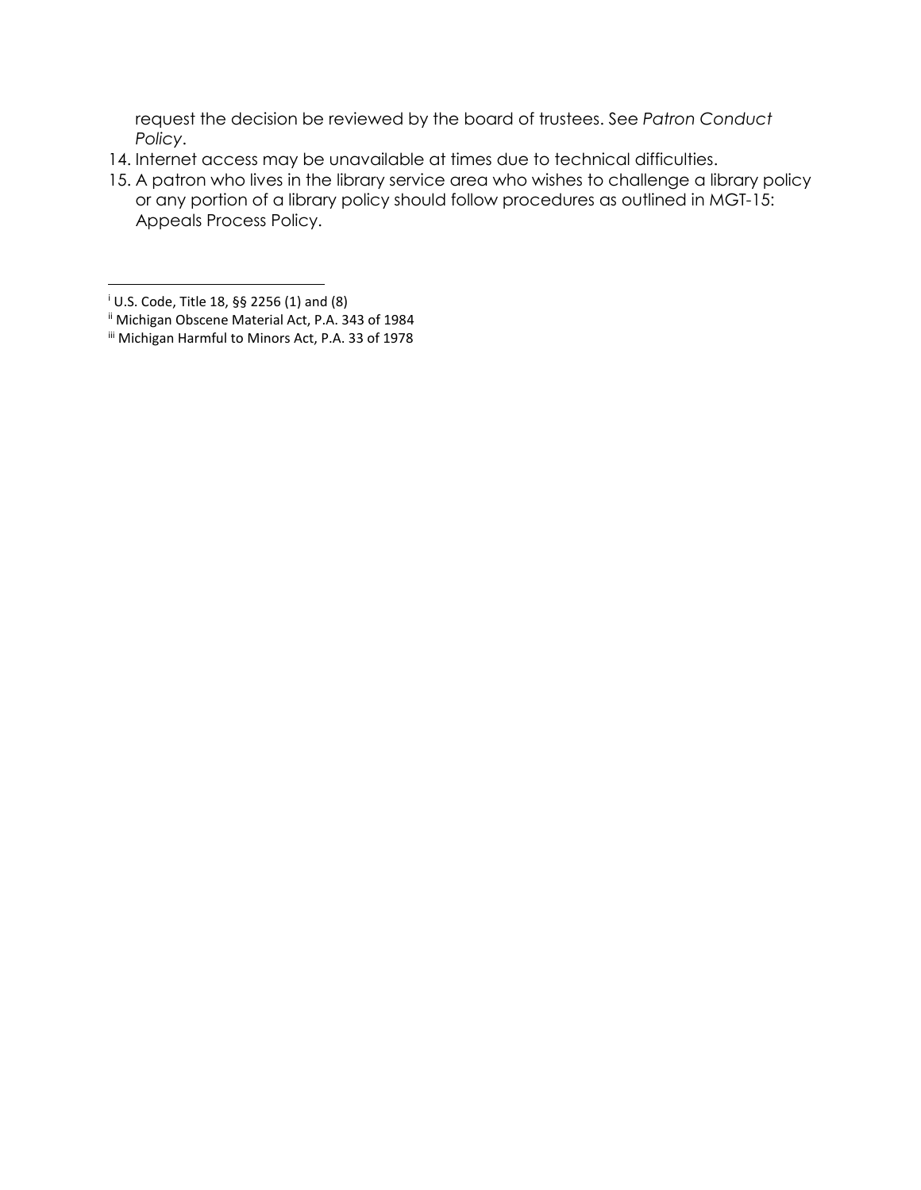request the decision be reviewed by the board of trustees. See *Patron Conduct Policy*.

14. Internet access may be unavailable at times due to technical difficulties.
15. A patron who lives in the library service area who wishes to challenge a library policy or any portion of a library policy should follow procedures as outlined in MGT-15: Appeals Process Policy.

---

[i] U.S. Code, Title 18, §§ 2256 (1) and (8)

[ii] Michigan Obscene Material Act, P.A. 343 of 1984

[iii] Michigan Harmful to Minors Act, P.A. 33 of 1978